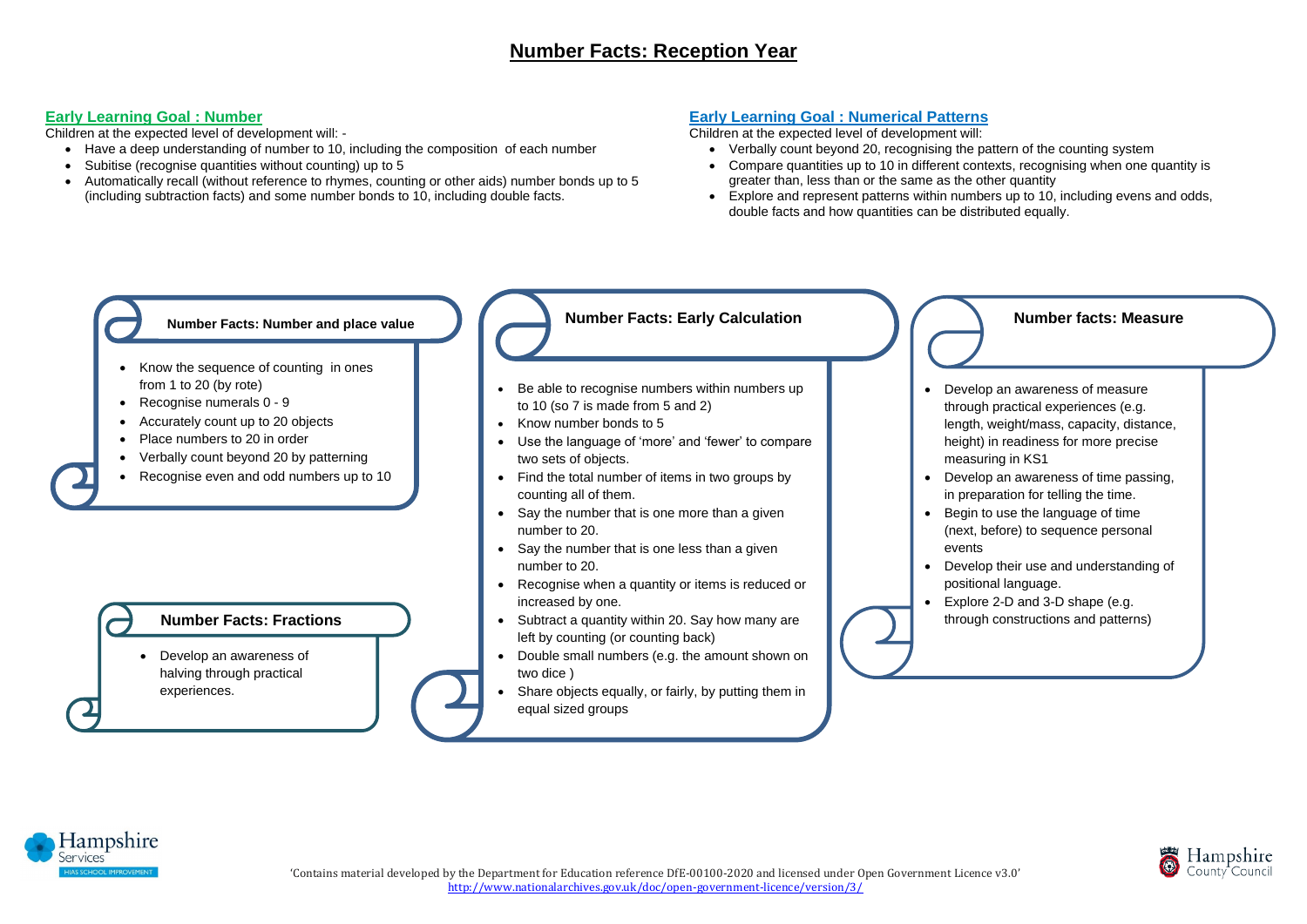# Number Facts: Reception Year

## Early Learning Goal : Number

Children at the expected level of development will: -

- Have a deep understanding of number to 10, including the composition of each number
- Subitise (recognise quantities without counting) up to 5
- Automatically recall (without reference to rhymes, counting or other aids) number bonds up to 5 (including subtraction facts) and some number bonds to 10, including double facts.

## Early Learning Goal : Numerical Patterns

Children at the expected level of development will:

- Verbally count beyond 20, recognising the pattern of the counting system
- Compare quantities up to 10 in different contexts, recognising when one quantity is greater than, less than or the same as the other quantity
- Explore and represent patterns within numbers up to 10, including evens and odds, double facts and how quantities can be distributed equally.

### Number Facts: Number and place value

- Know the sequence of counting in ones from 1 to 20 (by rote)
- Recognise numerals 0 - 9
- Accurately count up to 20 objects
- Place numbers to 20 in order
- Verbally count beyond 20 by patterning
- Recognise even and odd numbers up to 10

### Number Facts: Fractions

- Develop an awareness of halving through practical experiences.

### Number Facts: Early Calculation

- Be able to recognise numbers within numbers up to 10 (so 7 is made from 5 and 2)
- Know number bonds to 5
- Use the language of 'more' and 'fewer' to compare two sets of objects.
- Find the total number of items in two groups by counting all of them.
- Say the number that is one more than a given number to 20.
- Say the number that is one less than a given number to 20.
- Recognise when a quantity or items is reduced or increased by one.
- Subtract a quantity within 20. Say how many are left by counting (or counting back)
- Double small numbers (e.g. the amount shown on two dice )
- Share objects equally, or fairly, by putting them in equal sized groups

### Number facts: Measure

- Develop an awareness of measure through practical experiences (e.g. length, weight/mass, capacity, distance, height) in readiness for more precise measuring in KS1
- Develop an awareness of time passing, in preparation for telling the time.
- Begin to use the language of time (next, before) to sequence personal events
- Develop their use and understanding of positional language.
- Explore 2-D and 3-D shape (e.g. through constructions and patterns)

'Contains material developed by the Department for Education reference DfE-00100-2020 and licensed under Open Government Licence v3.0'
http://www.nationalarchives.gov.uk/doc/open-government-licence/version/3/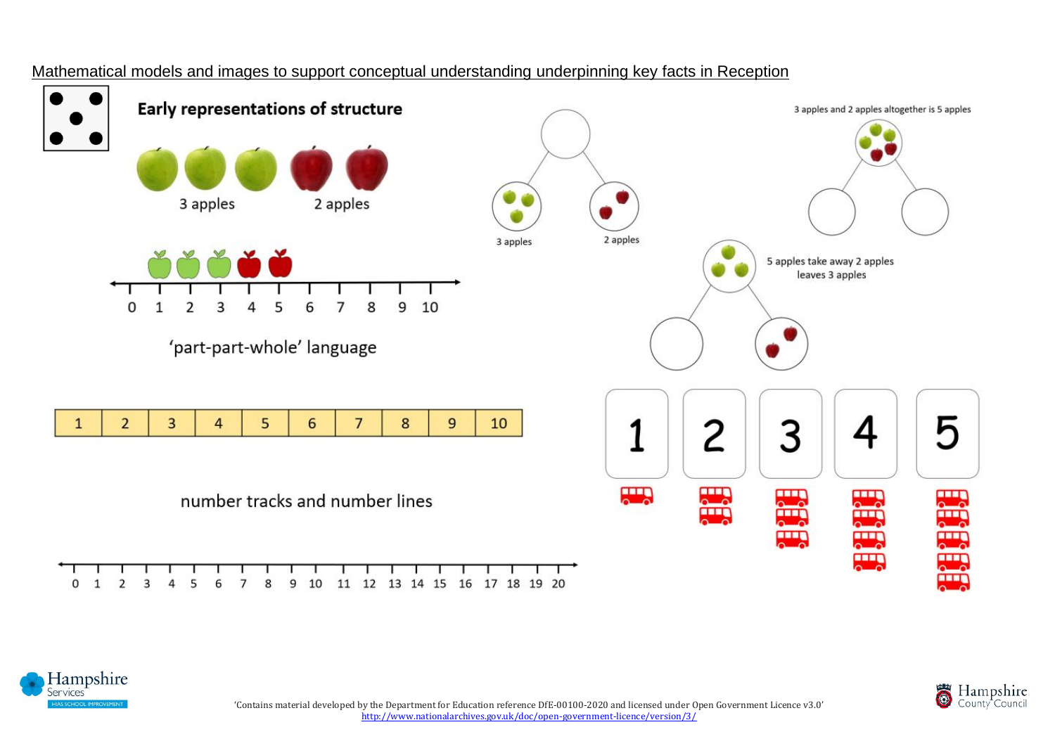Mathematical models and images to support conceptual understanding underpinning key facts in Reception

## Early representations of structure

3 apples

2 apples

0 1 2 3 4 5 6 7 8 9 10

'part-part-whole' language

3 apples and 2 apples altogether is 5 apples

3 apples

2 apples

5 apples take away 2 apples leaves 3 apples

| 1 | 2 | 3 | 4 | 5 | 6 | 7 | 8 | 9 | 10 |
|---|---|---|---|---|---|---|---|---|---|

number tracks and number lines

0 1 2 3 4 5 6 7 8 9 10 11 12 13 14 15 16 17 18 19 20

1 2 3 4 5

'Contains material developed by the Department for Education reference DfE-00100-2020 and licensed under Open Government Licence v3.0'
http://www.nationalarchives.gov.uk/doc/open-government-licence/version/3/